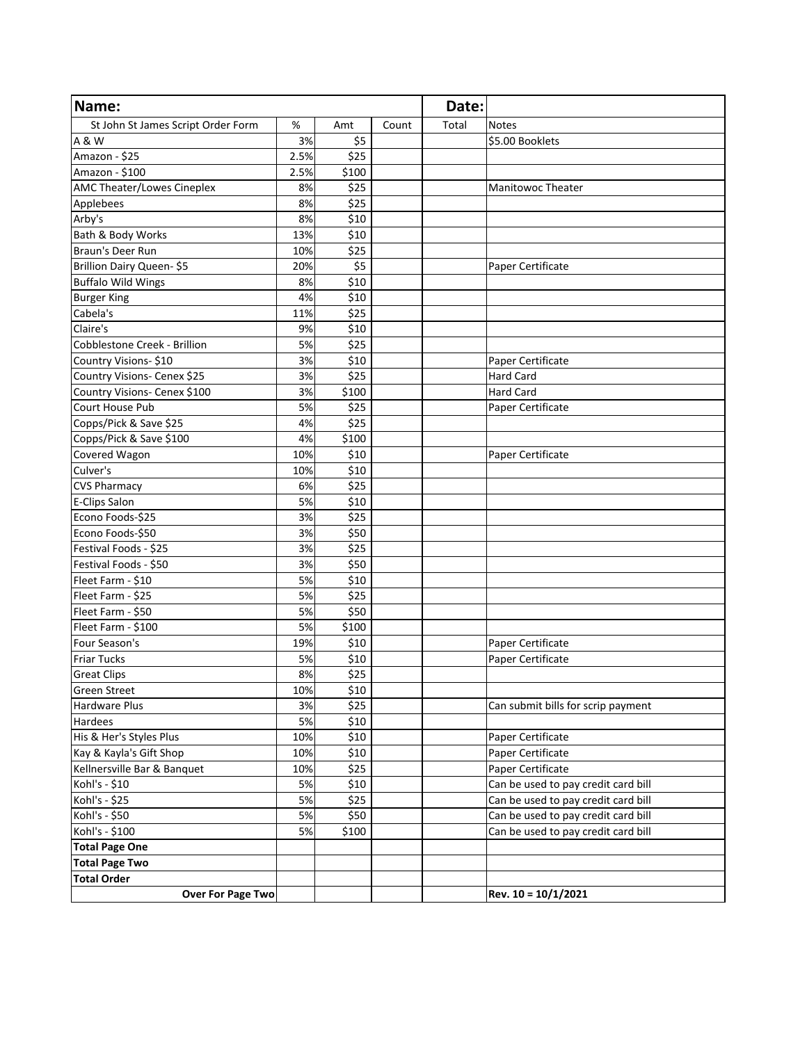| Name: | | | | Date: | |
|---|---|---|---|---|---|
| St John St James Script Order Form | % | Amt | Count | Total | Notes |
| A & W | 3% | $5 | | | $5.00 Booklets |
| Amazon - $25 | 2.5% | $25 | | | |
| Amazon - $100 | 2.5% | $100 | | | |
| AMC Theater/Lowes Cineplex | 8% | $25 | | | Manitowoc Theater |
| Applebees | 8% | $25 | | | |
| Arby's | 8% | $10 | | | |
| Bath & Body Works | 13% | $10 | | | |
| Braun's Deer Run | 10% | $25 | | | |
| Brillion Dairy Queen- $5 | 20% | $5 | | | Paper Certificate |
| Buffalo Wild Wings | 8% | $10 | | | |
| Burger King | 4% | $10 | | | |
| Cabela's | 11% | $25 | | | |
| Claire's | 9% | $10 | | | |
| Cobblestone Creek - Brillion | 5% | $25 | | | |
| Country Visions- $10 | 3% | $10 | | | Paper Certificate |
| Country Visions- Cenex $25 | 3% | $25 | | | Hard Card |
| Country Visions- Cenex $100 | 3% | $100 | | | Hard Card |
| Court House Pub | 5% | $25 | | | Paper Certificate |
| Copps/Pick & Save $25 | 4% | $25 | | | |
| Copps/Pick & Save $100 | 4% | $100 | | | |
| Covered Wagon | 10% | $10 | | | Paper Certificate |
| Culver's | 10% | $10 | | | |
| CVS Pharmacy | 6% | $25 | | | |
| E-Clips Salon | 5% | $10 | | | |
| Econo Foods-$25 | 3% | $25 | | | |
| Econo Foods-$50 | 3% | $50 | | | |
| Festival Foods - $25 | 3% | $25 | | | |
| Festival Foods - $50 | 3% | $50 | | | |
| Fleet Farm - $10 | 5% | $10 | | | |
| Fleet Farm - $25 | 5% | $25 | | | |
| Fleet Farm - $50 | 5% | $50 | | | |
| Fleet Farm - $100 | 5% | $100 | | | |
| Four Season's | 19% | $10 | | | Paper Certificate |
| Friar Tucks | 5% | $10 | | | Paper Certificate |
| Great Clips | 8% | $25 | | | |
| Green Street | 10% | $10 | | | |
| Hardware Plus | 3% | $25 | | | Can submit bills for scrip payment |
| Hardees | 5% | $10 | | | |
| His & Her's Styles Plus | 10% | $10 | | | Paper Certificate |
| Kay & Kayla's Gift Shop | 10% | $10 | | | Paper Certificate |
| Kellnersville Bar & Banquet | 10% | $25 | | | Paper Certificate |
| Kohl's - $10 | 5% | $10 | | | Can be used to pay credit card bill |
| Kohl's - $25 | 5% | $25 | | | Can be used to pay credit card bill |
| Kohl's - $50 | 5% | $50 | | | Can be used to pay credit card bill |
| Kohl's - $100 | 5% | $100 | | | Can be used to pay credit card bill |
| **Total Page One** | | | | | |
| **Total Page Two** | | | | | |
| **Total Order** | | | | | |
| **Over For Page Two** | | | | | **Rev. 10 = 10/1/2021** |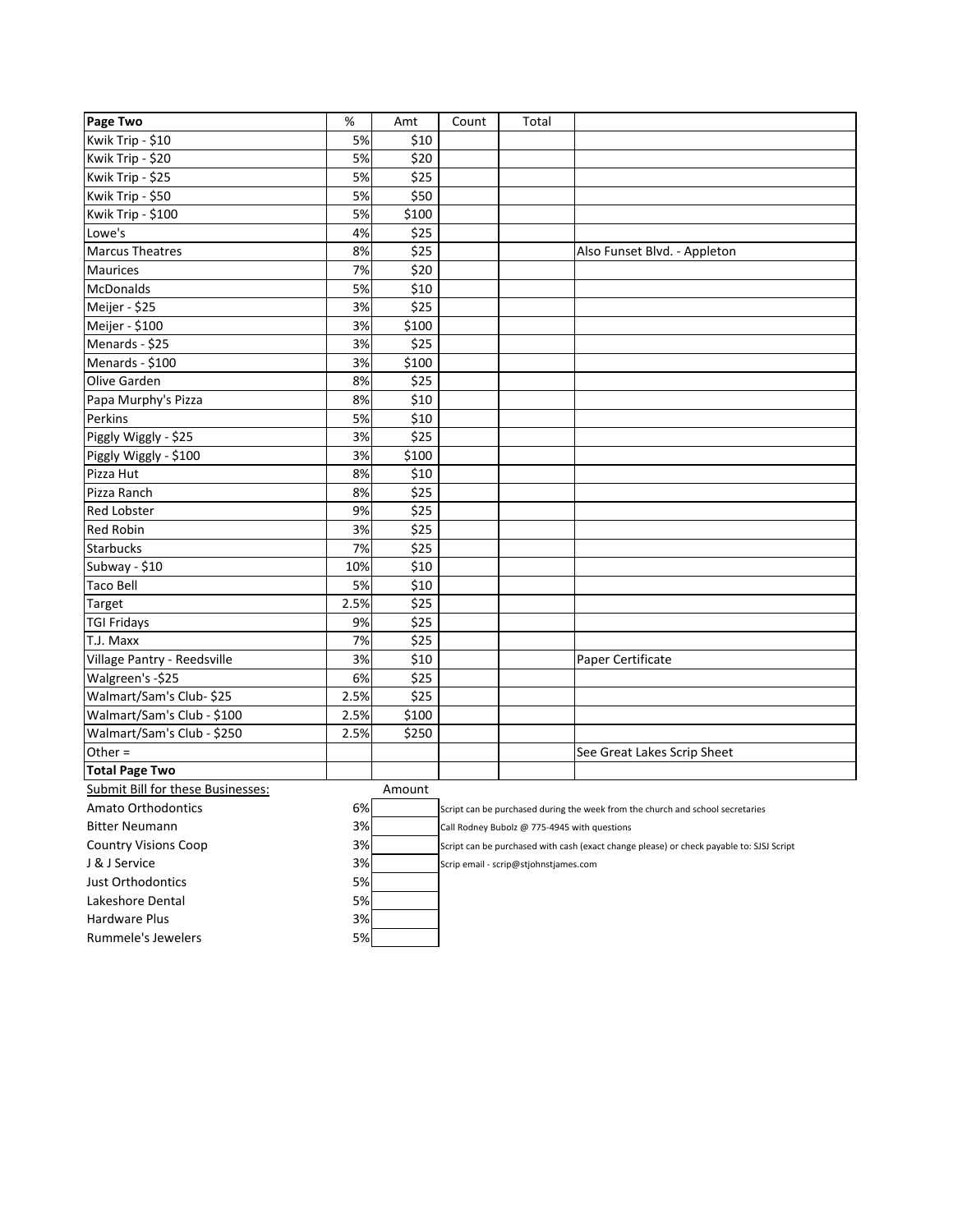| **Page Two** | % | Amt | Count | Total | |
|---|---|---|---|---|---|
| Kwik Trip - $10 | 5% | $10 | | | |
| Kwik Trip - $20 | 5% | $20 | | | |
| Kwik Trip - $25 | 5% | $25 | | | |
| Kwik Trip - $50 | 5% | $50 | | | |
| Kwik Trip - $100 | 5% | $100 | | | |
| Lowe's | 4% | $25 | | | |
| Marcus Theatres | 8% | $25 | | | Also Funset Blvd. - Appleton |
| Maurices | 7% | $20 | | | |
| McDonalds | 5% | $10 | | | |
| Meijer - $25 | 3% | $25 | | | |
| Meijer - $100 | 3% | $100 | | | |
| Menards - $25 | 3% | $25 | | | |
| Menards - $100 | 3% | $100 | | | |
| Olive Garden | 8% | $25 | | | |
| Papa Murphy's Pizza | 8% | $10 | | | |
| Perkins | 5% | $10 | | | |
| Piggly Wiggly - $25 | 3% | $25 | | | |
| Piggly Wiggly - $100 | 3% | $100 | | | |
| Pizza Hut | 8% | $10 | | | |
| Pizza Ranch | 8% | $25 | | | |
| Red Lobster | 9% | $25 | | | |
| Red Robin | 3% | $25 | | | |
| Starbucks | 7% | $25 | | | |
| Subway - $10 | 10% | $10 | | | |
| Taco Bell | 5% | $10 | | | |
| Target | 2.5% | $25 | | | |
| TGI Fridays | 9% | $25 | | | |
| T.J. Maxx | 7% | $25 | | | |
| Village Pantry - Reedsville | 3% | $10 | | | Paper Certificate |
| Walgreen's -$25 | 6% | $25 | | | |
| Walmart/Sam's Club- $25 | 2.5% | $25 | | | |
| Walmart/Sam's Club - $100 | 2.5% | $100 | | | |
| Walmart/Sam's Club - $250 | 2.5% | $250 | | | |
| Other = | | | | | See Great Lakes Scrip Sheet |
| **Total Page Two** | | | | | |

| Submit Bill for these Businesses: | | Amount |
|---|---|---|
| Amato Orthodontics | 6% | |
| Bitter Neumann | 3% | |
| Country Visions Coop | 3% | |
| J & J Service | 3% | |
| Just Orthodontics | 5% | |
| Lakeshore Dental | 5% | |
| Hardware Plus | 3% | |
| Rummele's Jewelers | 5% | |

Script can be purchased during the week from the church and school secretaries

Call Rodney Bubolz @ 775-4945 with questions

Script can be purchased with cash (exact change please) or check payable to: SJSJ Script

Scrip email - scrip@stjohnstjames.com